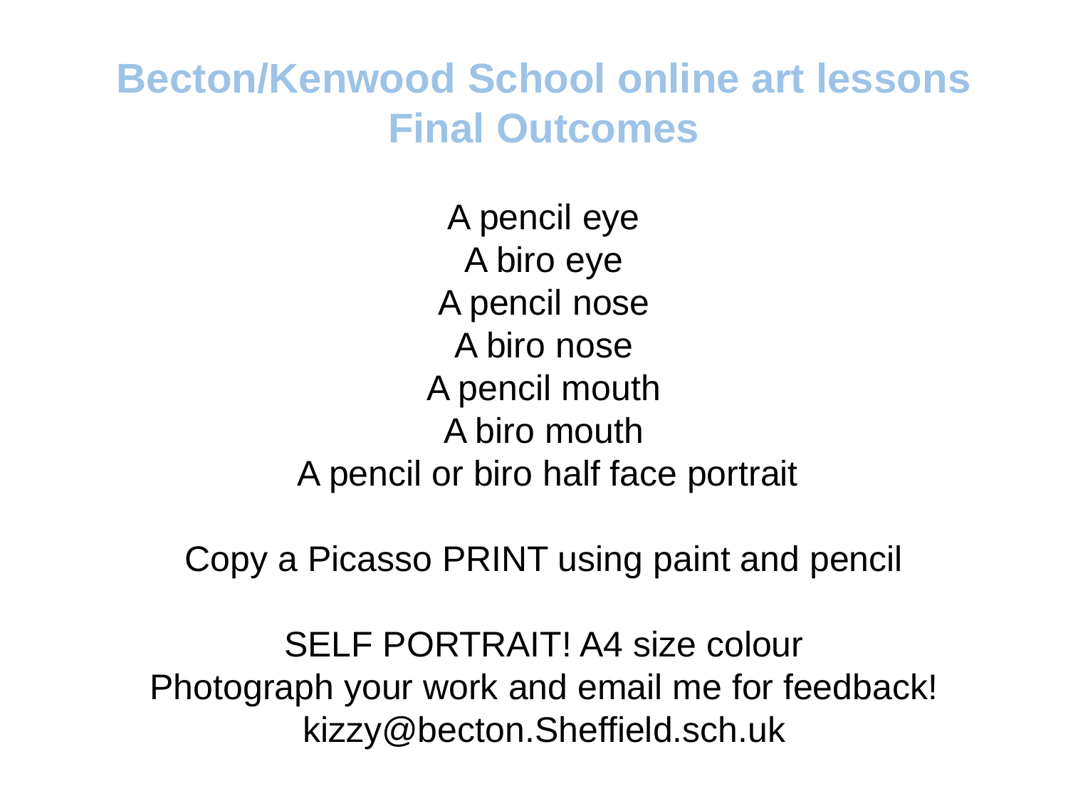# Becton/Kenwood School online art lessons
# Final Outcomes

A pencil eye
A biro eye
A pencil nose
A biro nose
A pencil mouth
A biro mouth
A pencil or biro half face portrait

Copy a Picasso PRINT using paint and pencil

SELF PORTRAIT! A4 size colour
Photograph your work and email me for feedback!
kizzy@becton.Sheffield.sch.uk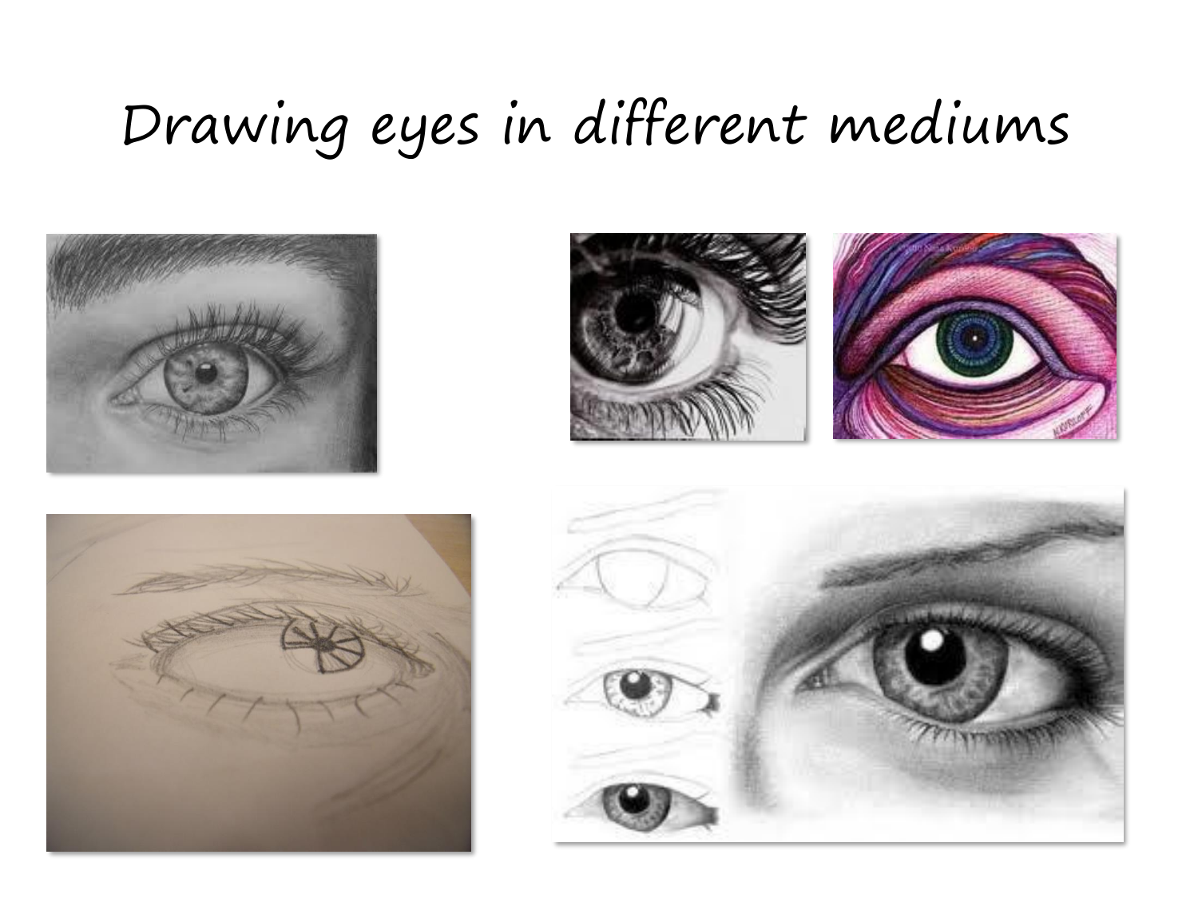# Drawing eyes in different mediums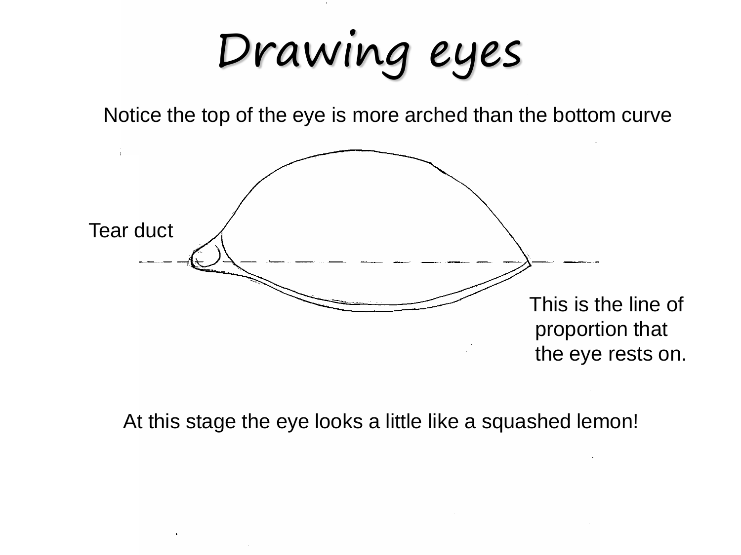# Drawing eyes

Notice the top of the eye is more arched than the bottom curve

Tear duct

This is the line of proportion that the eye rests on.

At this stage the eye looks a little like a squashed lemon!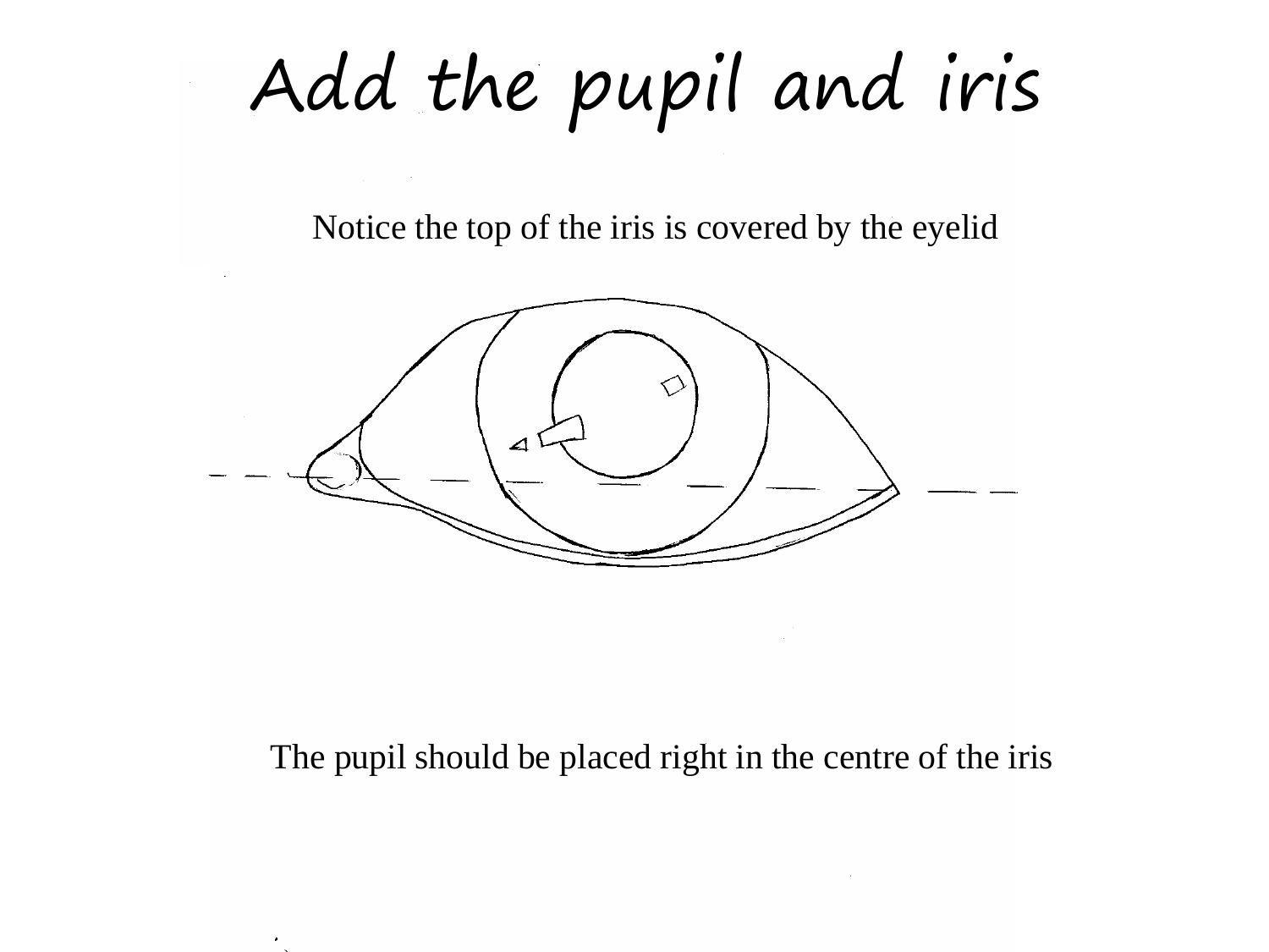# Add the pupil and iris

Notice the top of the iris is covered by the eyelid

The pupil should be placed right in the centre of the iris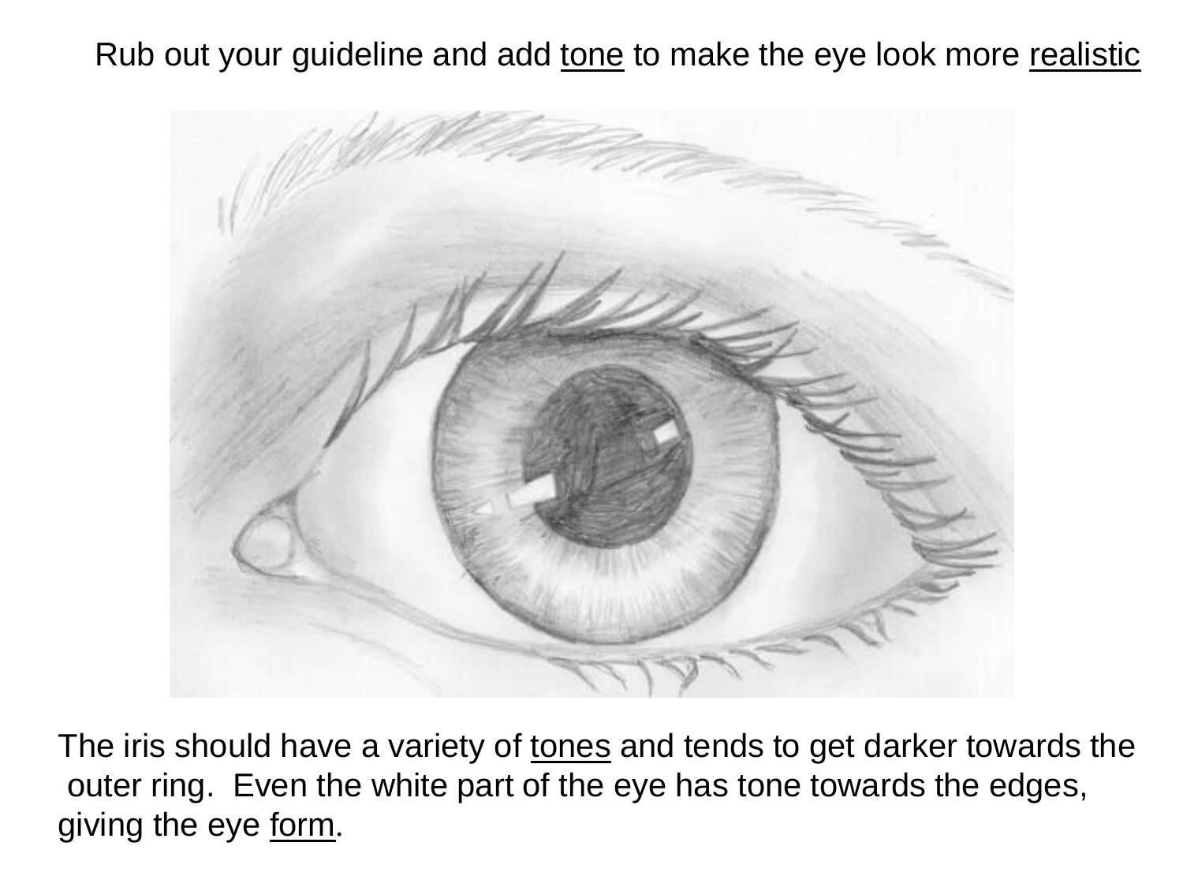Rub out your guideline and add <u>tone</u> to make the eye look more <u>realistic</u>

The iris should have a variety of <u>tones</u> and tends to get darker towards the outer ring. Even the white part of the eye has tone towards the edges, giving the eye <u>form</u>.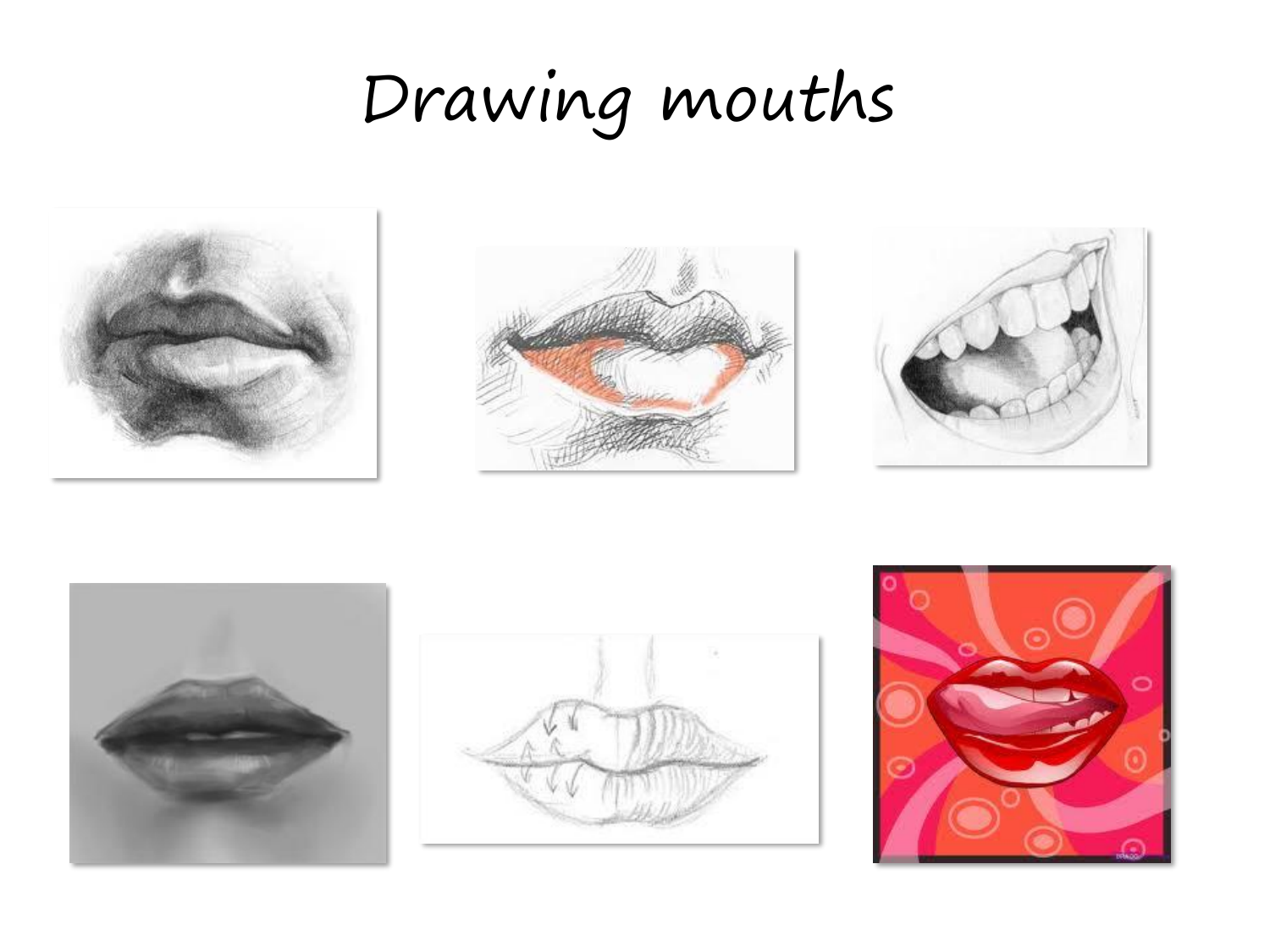# Drawing mouths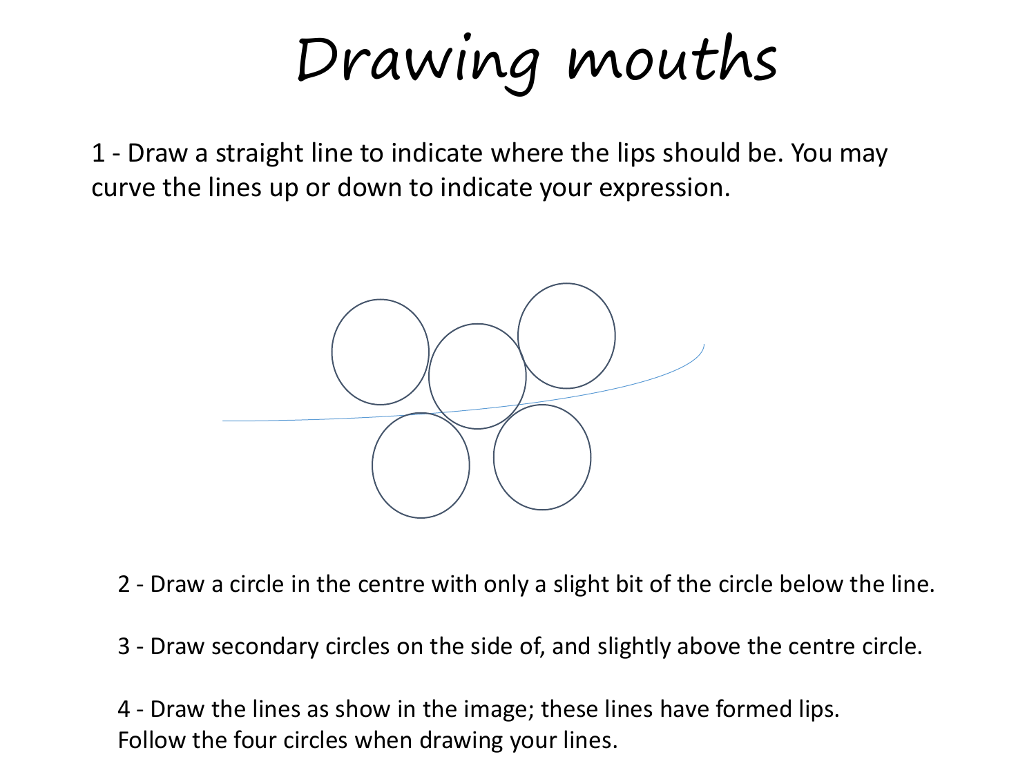# Drawing mouths

1 - Draw a straight line to indicate where the lips should be. You may curve the lines up or down to indicate your expression.

2 - Draw a circle in the centre with only a slight bit of the circle below the line.

3 - Draw secondary circles on the side of, and slightly above the centre circle.

4 - Draw the lines as show in the image; these lines have formed lips. Follow the four circles when drawing your lines.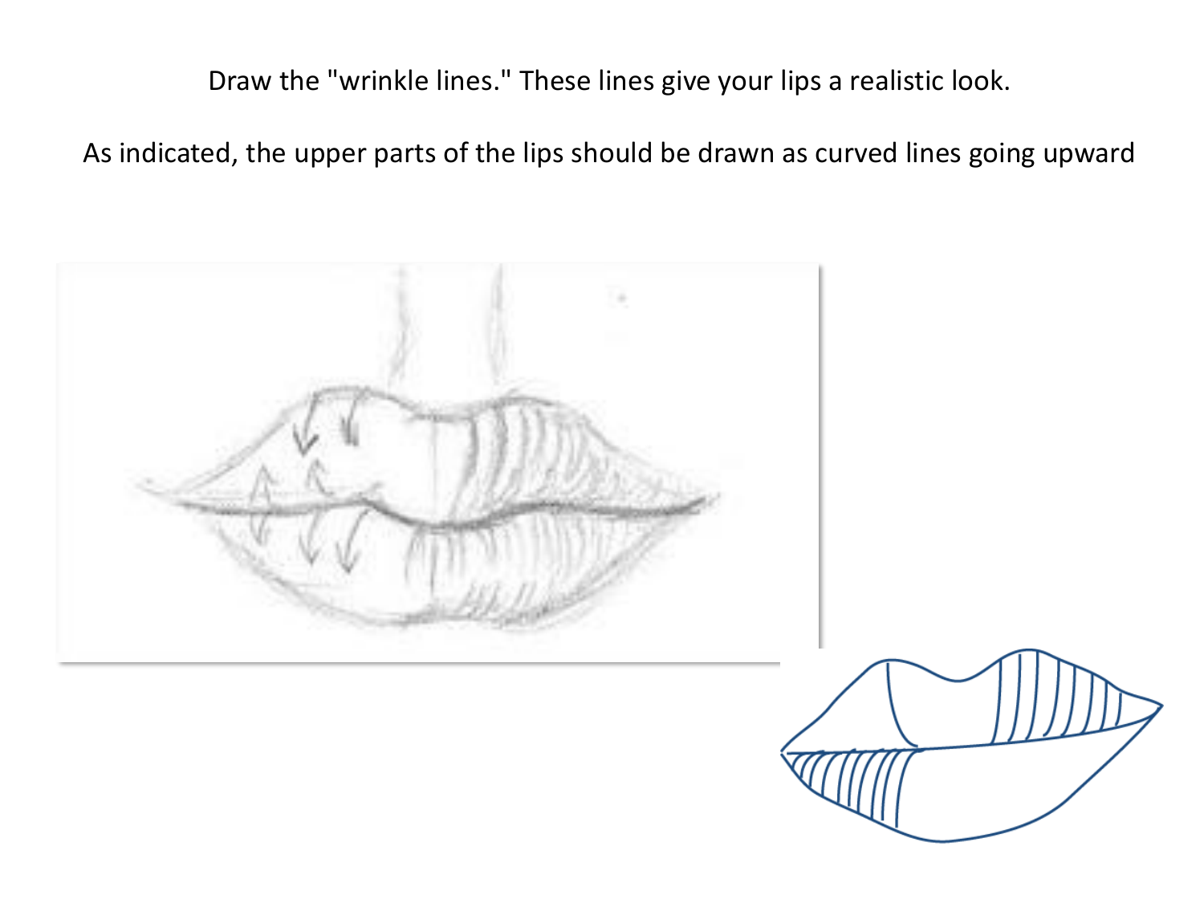Draw the "wrinkle lines." These lines give your lips a realistic look.

As indicated, the upper parts of the lips should be drawn as curved lines going upward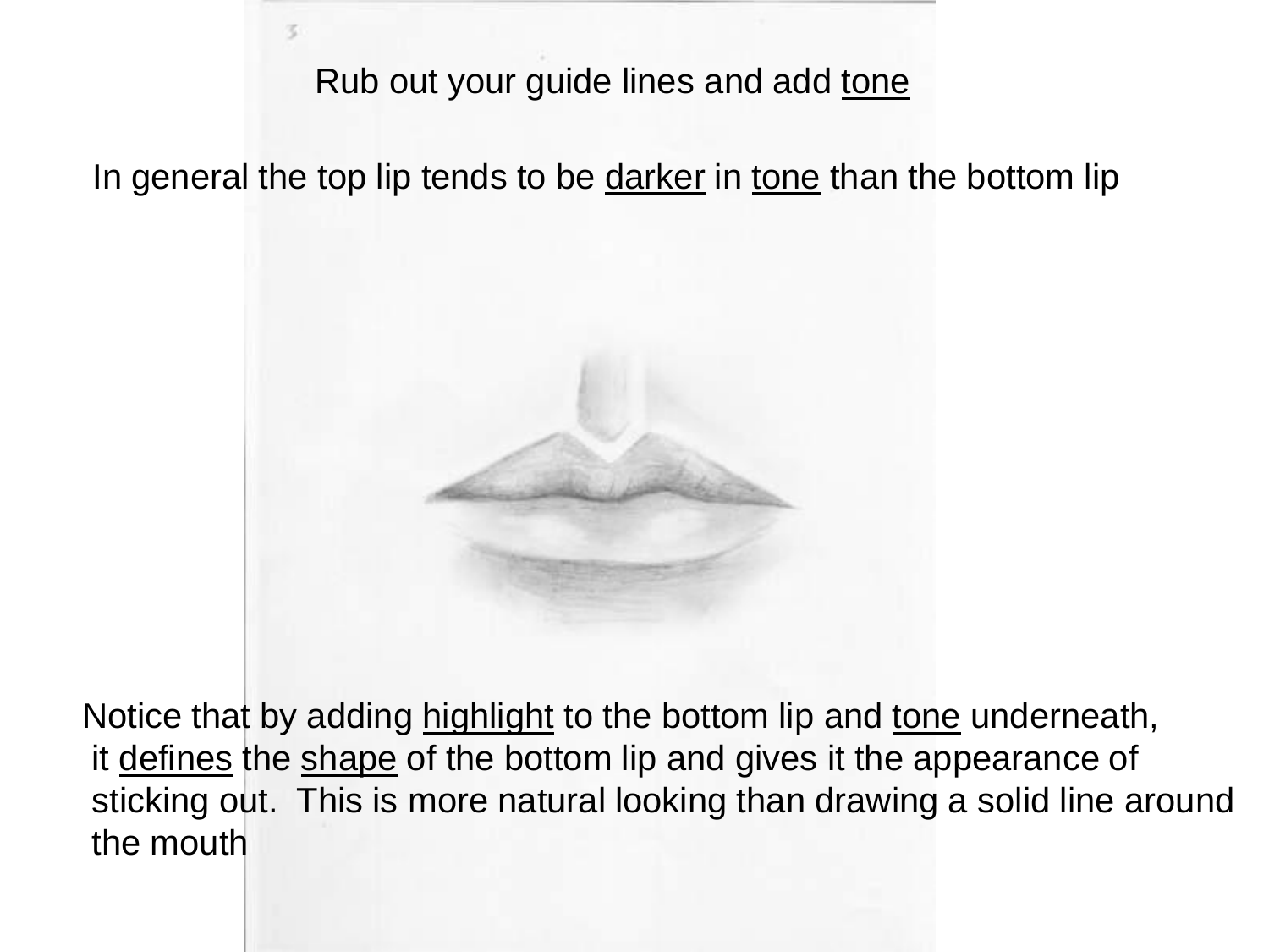Rub out your guide lines and add tone

In general the top lip tends to be darker in tone than the bottom lip

Notice that by adding highlight to the bottom lip and tone underneath, it defines the shape of the bottom lip and gives it the appearance of sticking out. This is more natural looking than drawing a solid line around the mouth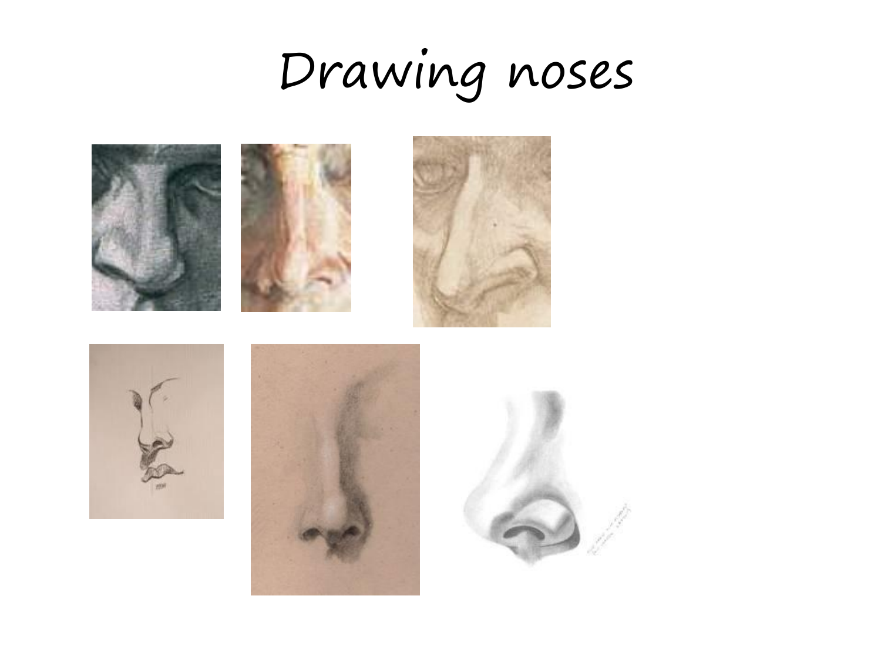# Drawing noses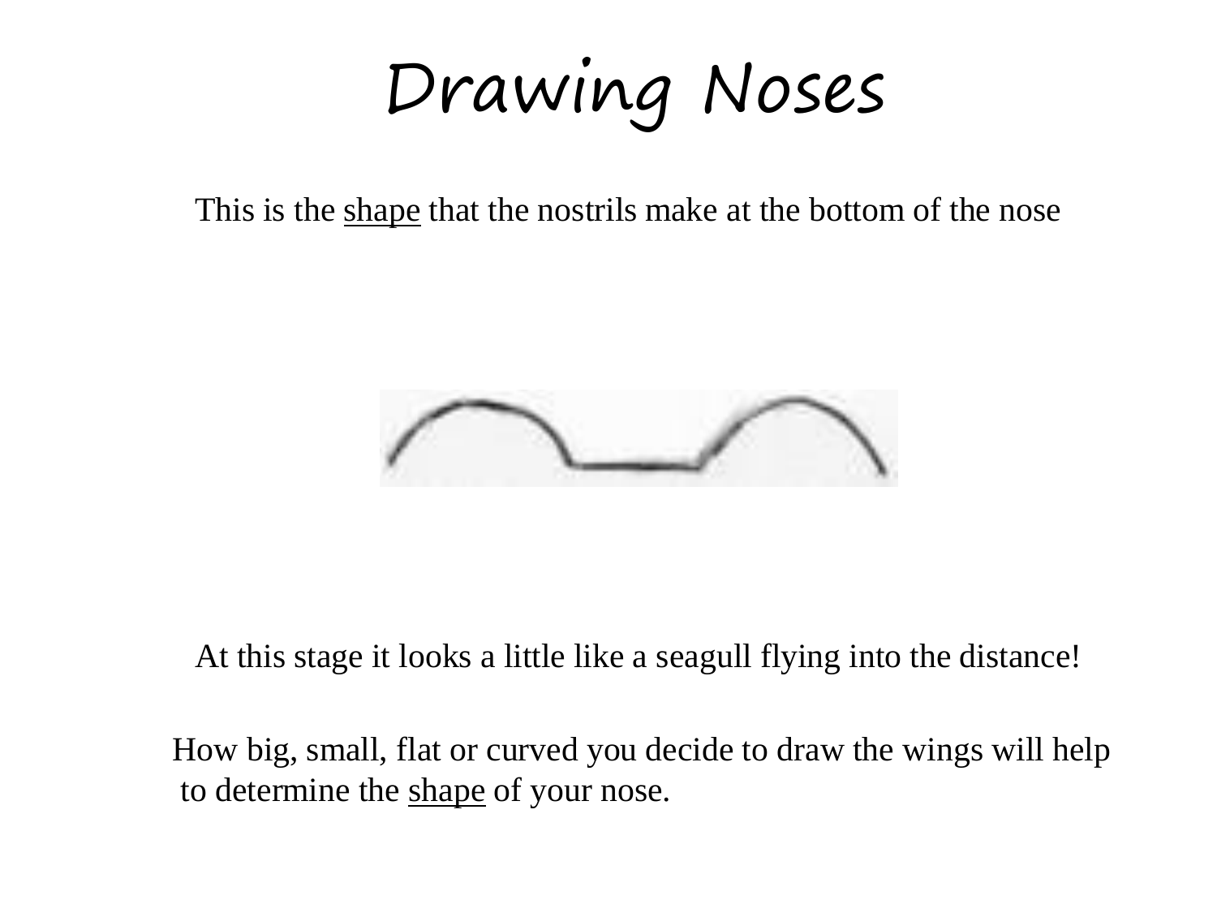# Drawing Noses

This is the shape that the nostrils make at the bottom of the nose

At this stage it looks a little like a seagull flying into the distance!

How big, small, flat or curved you decide to draw the wings will help to determine the shape of your nose.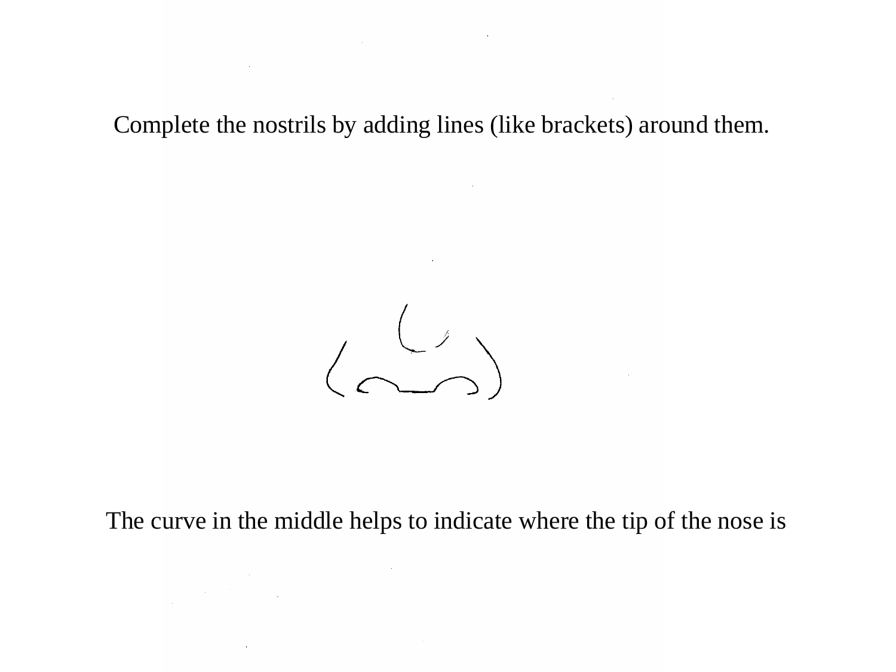Complete the nostrils by adding lines (like brackets) around them.

The curve in the middle helps to indicate where the tip of the nose is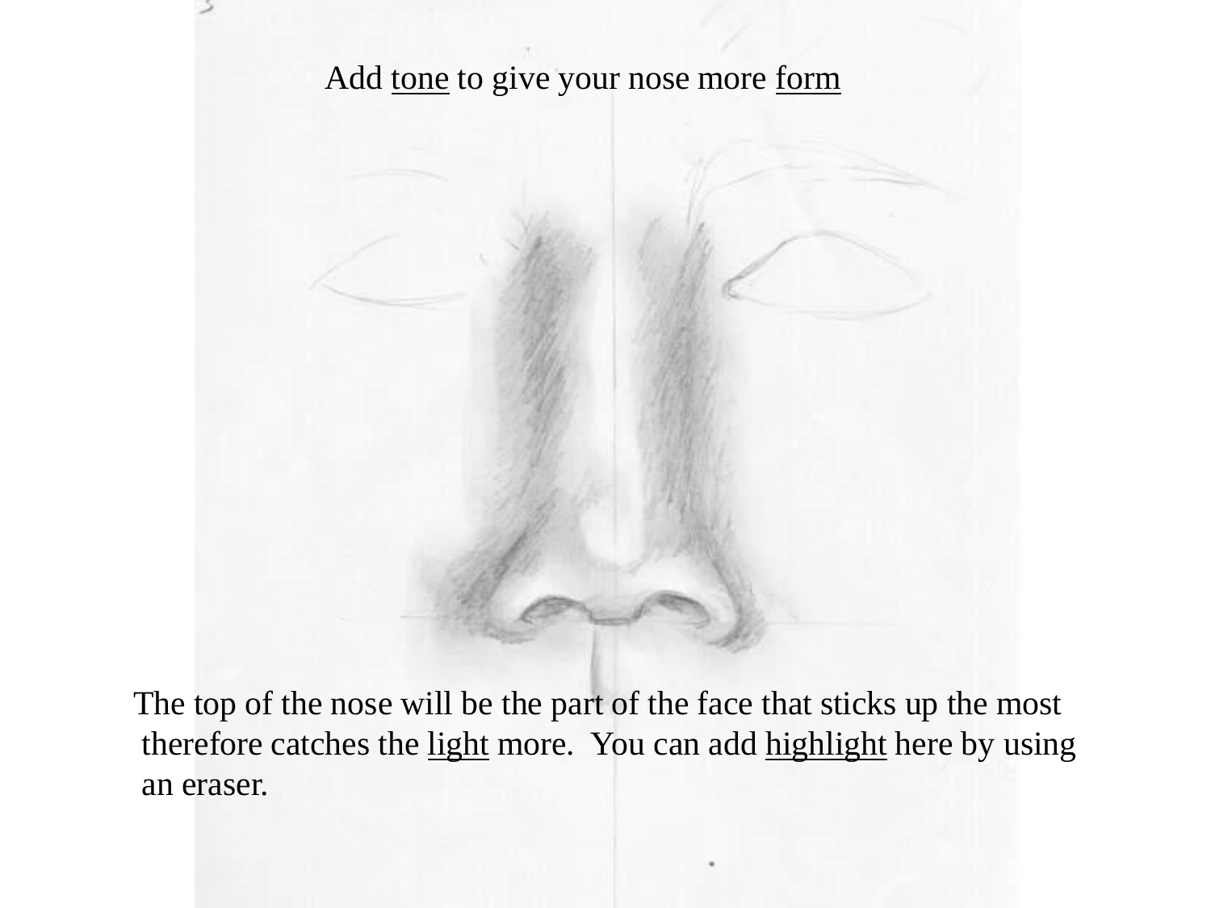Add <u>tone</u> to give your nose more <u>form</u>

The top of the nose will be the part of the face that sticks up the most therefore catches the <u>light</u> more. You can add <u>highlight</u> here by using an eraser.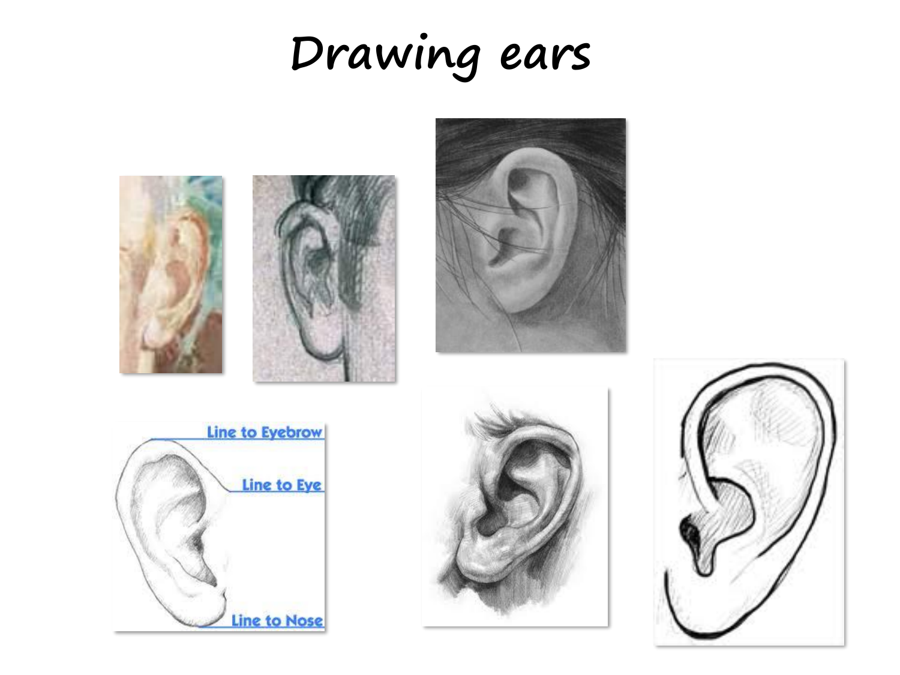# Drawing ears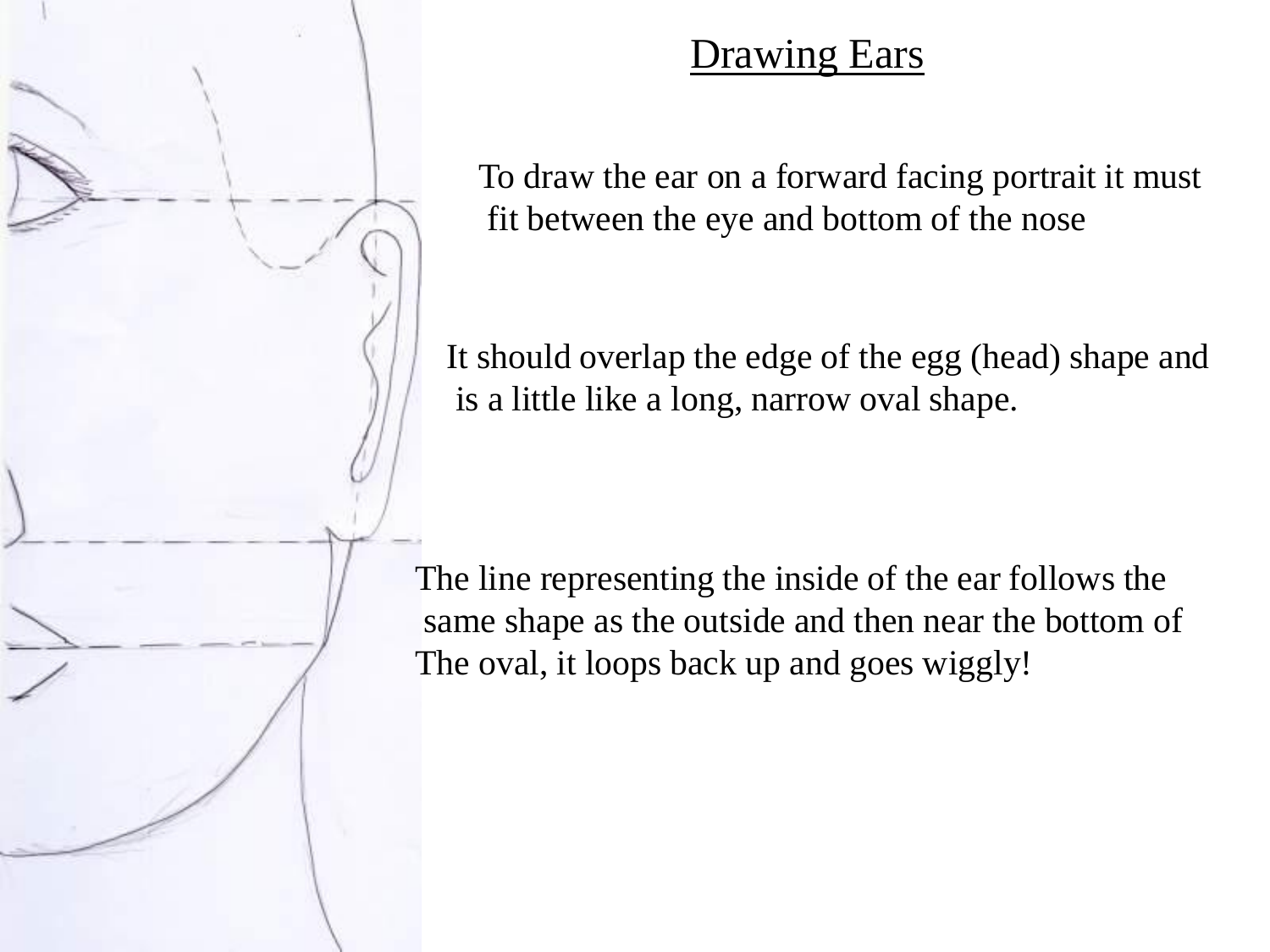# Drawing Ears

To draw the ear on a forward facing portrait it must fit between the eye and bottom of the nose

It should overlap the edge of the egg (head) shape and is a little like a long, narrow oval shape.

The line representing the inside of the ear follows the same shape as the outside and then near the bottom of The oval, it loops back up and goes wiggly!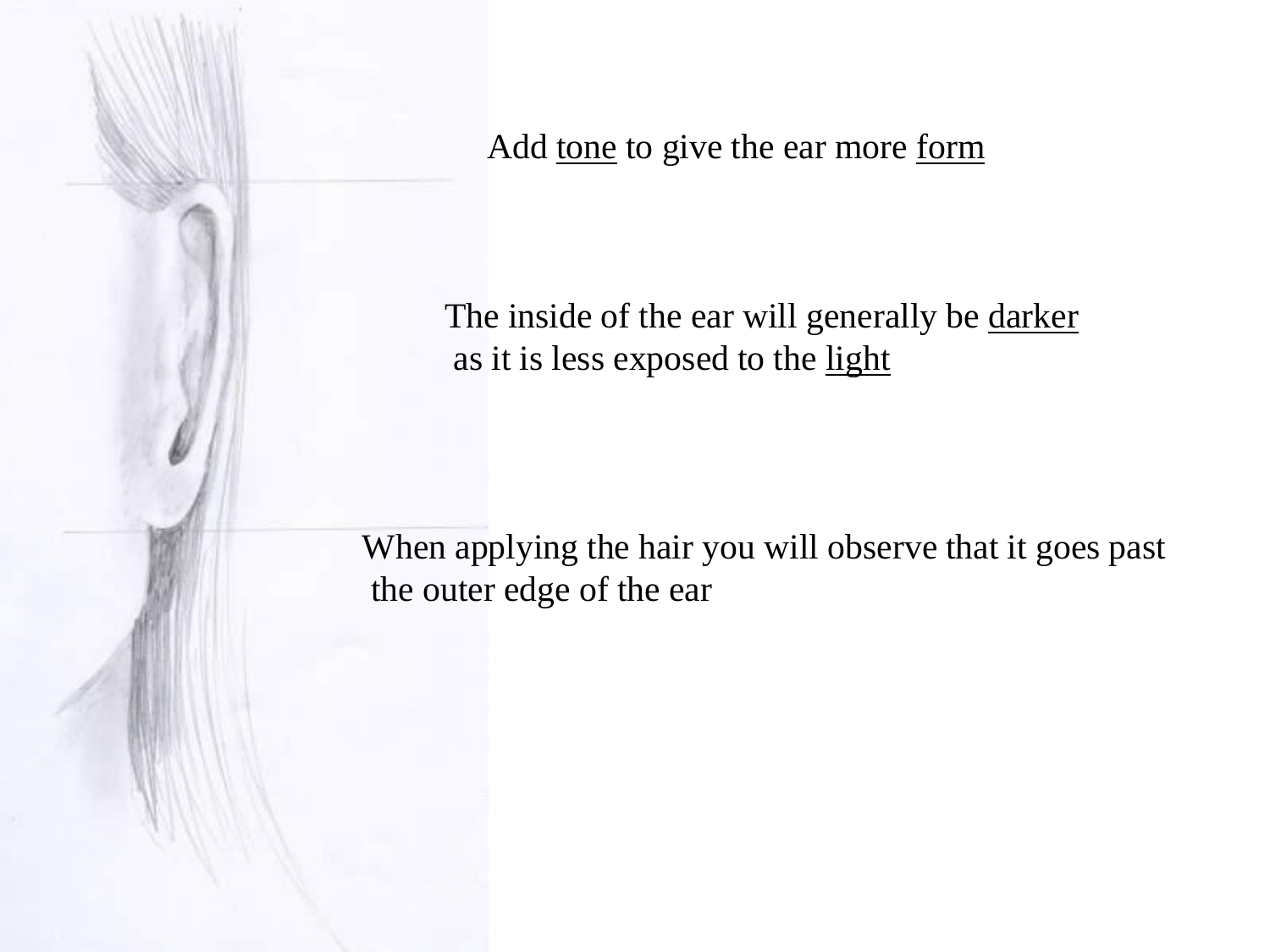Add <u>tone</u> to give the ear more <u>form</u>

The inside of the ear will generally be <u>darker</u> as it is less exposed to the <u>light</u>

When applying the hair you will observe that it goes past the outer edge of the ear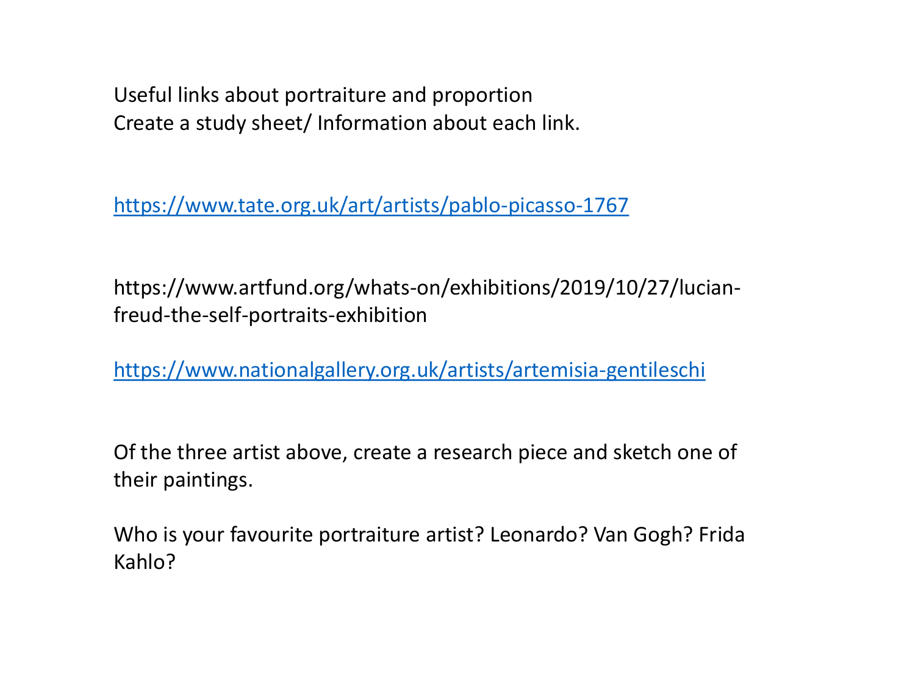Useful links about portraiture and proportion
Create a study sheet/ Information about each link.

[https://www.tate.org.uk/art/artists/pablo-picasso-1767](https://www.tate.org.uk/art/artists/pablo-picasso-1767)

https://www.artfund.org/whats-on/exhibitions/2019/10/27/lucian-freud-the-self-portraits-exhibition

[https://www.nationalgallery.org.uk/artists/artemisia-gentileschi](https://www.nationalgallery.org.uk/artists/artemisia-gentileschi)

Of the three artist above, create a research piece and sketch one of their paintings.

Who is your favourite portraiture artist? Leonardo? Van Gogh? Frida Kahlo?